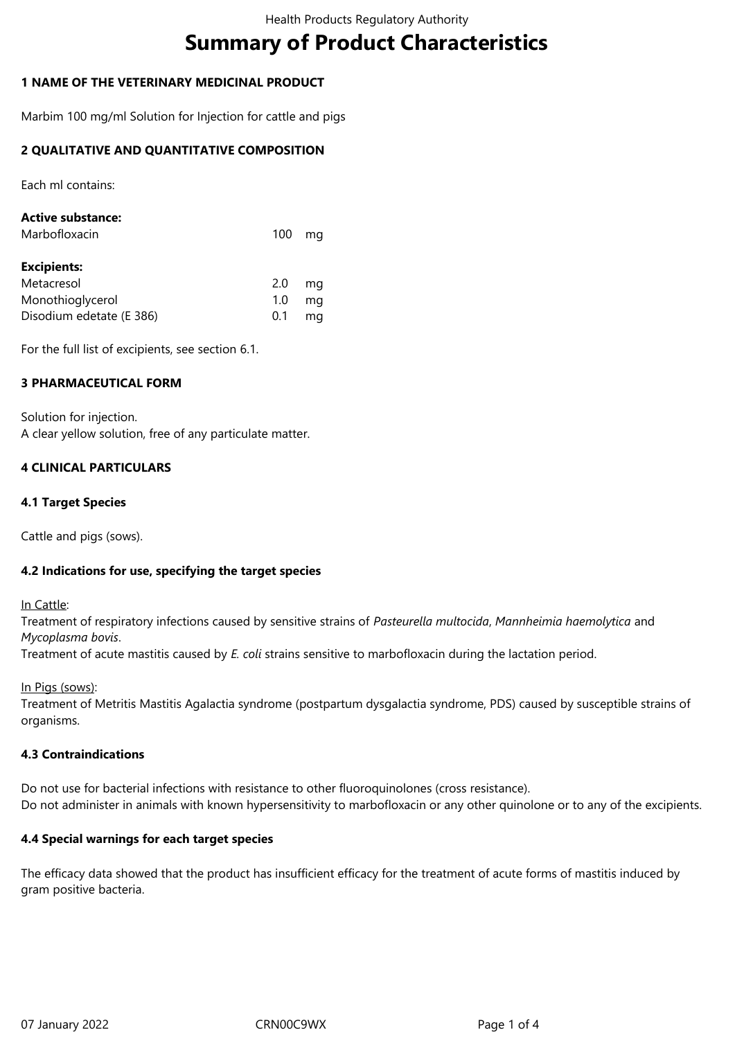# Summary of Product Characteristics

## 1 NAME OF THE VETERINARY MEDICINAL PRODUCT

Marbim 100 mg/ml Solution for Injection for cattle and pigs

## 2 QUALITATIVE AND QUANTITATIVE COMPOSITION

Each ml contains:

**Active substance:**

| | | |
|---|---|---|
| Marbofloxacin | 100 | mg |

**Excipients:**

| | | |
|---|---|---|
| Metacresol | 2.0 | mg |
| Monothioglycerol | 1.0 | mg |
| Disodium edetate (E 386) | 0.1 | mg |

For the full list of excipients, see section 6.1.

## 3 PHARMACEUTICAL FORM

Solution for injection.
A clear yellow solution, free of any particulate matter.

## 4 CLINICAL PARTICULARS

### 4.1 Target Species

Cattle and pigs (sows).

### 4.2 Indications for use, specifying the target species

In Cattle:
Treatment of respiratory infections caused by sensitive strains of *Pasteurella multocida*, *Mannheimia haemolytica* and *Mycoplasma bovis*.
Treatment of acute mastitis caused by *E. coli* strains sensitive to marbofloxacin during the lactation period.

In Pigs (sows):
Treatment of Metritis Mastitis Agalactia syndrome (postpartum dysgalactia syndrome, PDS) caused by susceptible strains of organisms.

### 4.3 Contraindications

Do not use for bacterial infections with resistance to other fluoroquinolones (cross resistance).
Do not administer in animals with known hypersensitivity to marbofloxacin or any other quinolone or to any of the excipients.

### 4.4 Special warnings for each target species

The efficacy data showed that the product has insufficient efficacy for the treatment of acute forms of mastitis induced by gram positive bacteria.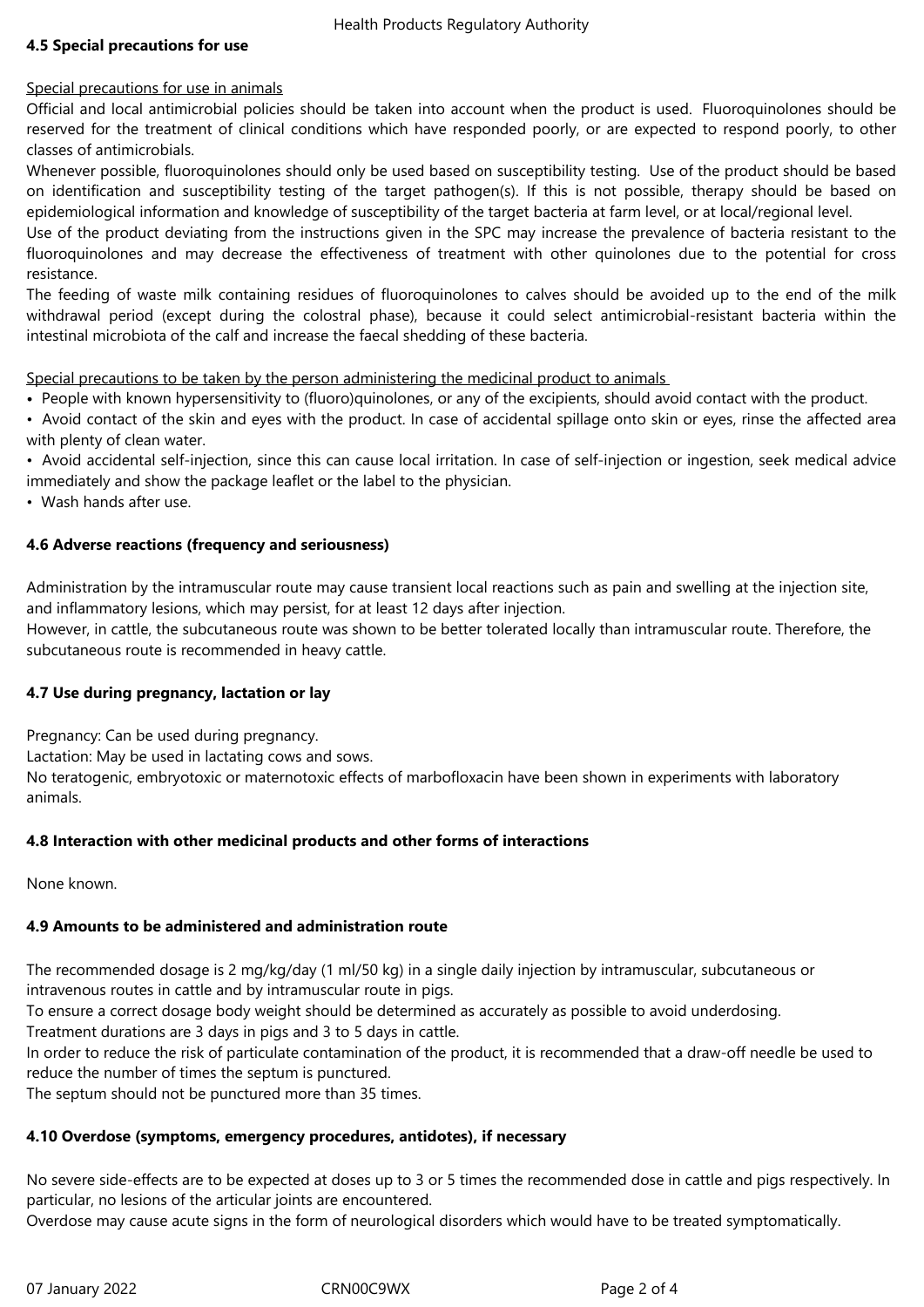**4.5 Special precautions for use**

Special precautions for use in animals

Official and local antimicrobial policies should be taken into account when the product is used. Fluoroquinolones should be reserved for the treatment of clinical conditions which have responded poorly, or are expected to respond poorly, to other classes of antimicrobials.

Whenever possible, fluoroquinolones should only be used based on susceptibility testing. Use of the product should be based on identification and susceptibility testing of the target pathogen(s). If this is not possible, therapy should be based on epidemiological information and knowledge of susceptibility of the target bacteria at farm level, or at local/regional level.

Use of the product deviating from the instructions given in the SPC may increase the prevalence of bacteria resistant to the fluoroquinolones and may decrease the effectiveness of treatment with other quinolones due to the potential for cross resistance.

The feeding of waste milk containing residues of fluoroquinolones to calves should be avoided up to the end of the milk withdrawal period (except during the colostral phase), because it could select antimicrobial-resistant bacteria within the intestinal microbiota of the calf and increase the faecal shedding of these bacteria.

Special precautions to be taken by the person administering the medicinal product to animals

- People with known hypersensitivity to (fluoro)quinolones, or any of the excipients, should avoid contact with the product.
- Avoid contact of the skin and eyes with the product. In case of accidental spillage onto skin or eyes, rinse the affected area with plenty of clean water.
- Avoid accidental self-injection, since this can cause local irritation. In case of self-injection or ingestion, seek medical advice immediately and show the package leaflet or the label to the physician.
- Wash hands after use.

**4.6 Adverse reactions (frequency and seriousness)**

Administration by the intramuscular route may cause transient local reactions such as pain and swelling at the injection site, and inflammatory lesions, which may persist, for at least 12 days after injection.

However, in cattle, the subcutaneous route was shown to be better tolerated locally than intramuscular route. Therefore, the subcutaneous route is recommended in heavy cattle.

**4.7 Use during pregnancy, lactation or lay**

Pregnancy: Can be used during pregnancy.

Lactation: May be used in lactating cows and sows.

No teratogenic, embryotoxic or maternotoxic effects of marbofloxacin have been shown in experiments with laboratory animals.

**4.8 Interaction with other medicinal products and other forms of interactions**

None known.

**4.9 Amounts to be administered and administration route**

The recommended dosage is 2 mg/kg/day (1 ml/50 kg) in a single daily injection by intramuscular, subcutaneous or intravenous routes in cattle and by intramuscular route in pigs.

To ensure a correct dosage body weight should be determined as accurately as possible to avoid underdosing.

Treatment durations are 3 days in pigs and 3 to 5 days in cattle.

In order to reduce the risk of particulate contamination of the product, it is recommended that a draw-off needle be used to reduce the number of times the septum is punctured.

The septum should not be punctured more than 35 times.

**4.10 Overdose (symptoms, emergency procedures, antidotes), if necessary**

No severe side-effects are to be expected at doses up to 3 or 5 times the recommended dose in cattle and pigs respectively. In particular, no lesions of the articular joints are encountered.

Overdose may cause acute signs in the form of neurological disorders which would have to be treated symptomatically.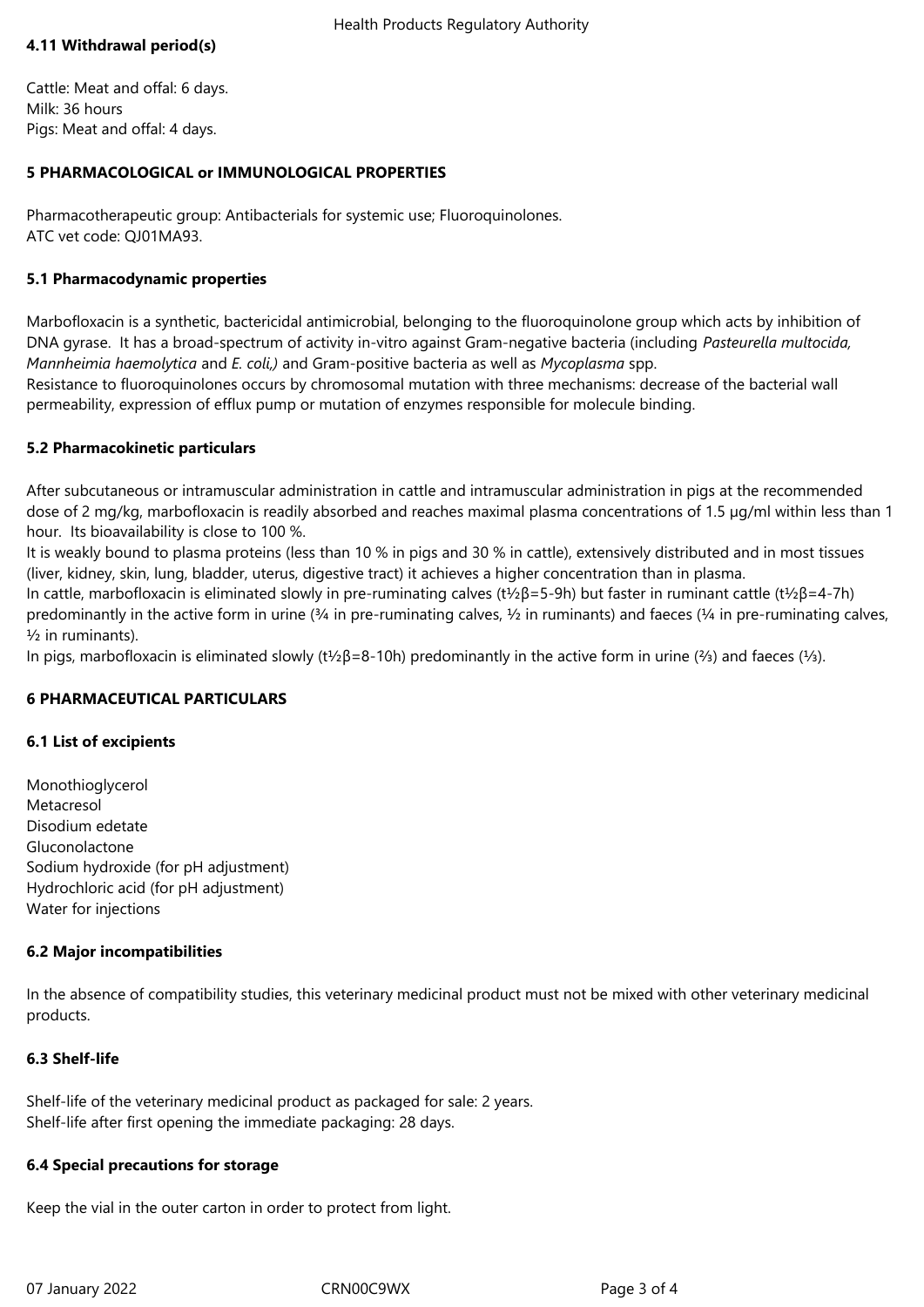### 4.11 Withdrawal period(s)

Cattle: Meat and offal: 6 days.
Milk: 36 hours
Pigs: Meat and offal: 4 days.

## 5 PHARMACOLOGICAL or IMMUNOLOGICAL PROPERTIES

Pharmacotherapeutic group: Antibacterials for systemic use; Fluoroquinolones.
ATC vet code: QJ01MA93.

### 5.1 Pharmacodynamic properties

Marbofloxacin is a synthetic, bactericidal antimicrobial, belonging to the fluoroquinolone group which acts by inhibition of DNA gyrase. It has a broad-spectrum of activity in-vitro against Gram-negative bacteria (including *Pasteurella multocida, Mannheimia haemolytica* and *E. coli,)* and Gram-positive bacteria as well as *Mycoplasma* spp.
Resistance to fluoroquinolones occurs by chromosomal mutation with three mechanisms: decrease of the bacterial wall permeability, expression of efflux pump or mutation of enzymes responsible for molecule binding.

### 5.2 Pharmacokinetic particulars

After subcutaneous or intramuscular administration in cattle and intramuscular administration in pigs at the recommended dose of 2 mg/kg, marbofloxacin is readily absorbed and reaches maximal plasma concentrations of 1.5 µg/ml within less than 1 hour. Its bioavailability is close to 100 %.
It is weakly bound to plasma proteins (less than 10 % in pigs and 30 % in cattle), extensively distributed and in most tissues (liver, kidney, skin, lung, bladder, uterus, digestive tract) it achieves a higher concentration than in plasma.
In cattle, marbofloxacin is eliminated slowly in pre-ruminating calves ($t_{½}\beta$=5-9h) but faster in ruminant cattle ($t_{½}\beta$=4-7h) predominantly in the active form in urine (¾ in pre-ruminating calves, ½ in ruminants) and faeces (¼ in pre-ruminating calves, ½ in ruminants).
In pigs, marbofloxacin is eliminated slowly ($t_{½}\beta$=8-10h) predominantly in the active form in urine (⅔) and faeces (⅓).

## 6 PHARMACEUTICAL PARTICULARS

### 6.1 List of excipients

Monothioglycerol
Metacresol
Disodium edetate
Gluconolactone
Sodium hydroxide (for pH adjustment)
Hydrochloric acid (for pH adjustment)
Water for injections

### 6.2 Major incompatibilities

In the absence of compatibility studies, this veterinary medicinal product must not be mixed with other veterinary medicinal products.

### 6.3 Shelf-life

Shelf-life of the veterinary medicinal product as packaged for sale: 2 years.
Shelf-life after first opening the immediate packaging: 28 days.

### 6.4 Special precautions for storage

Keep the vial in the outer carton in order to protect from light.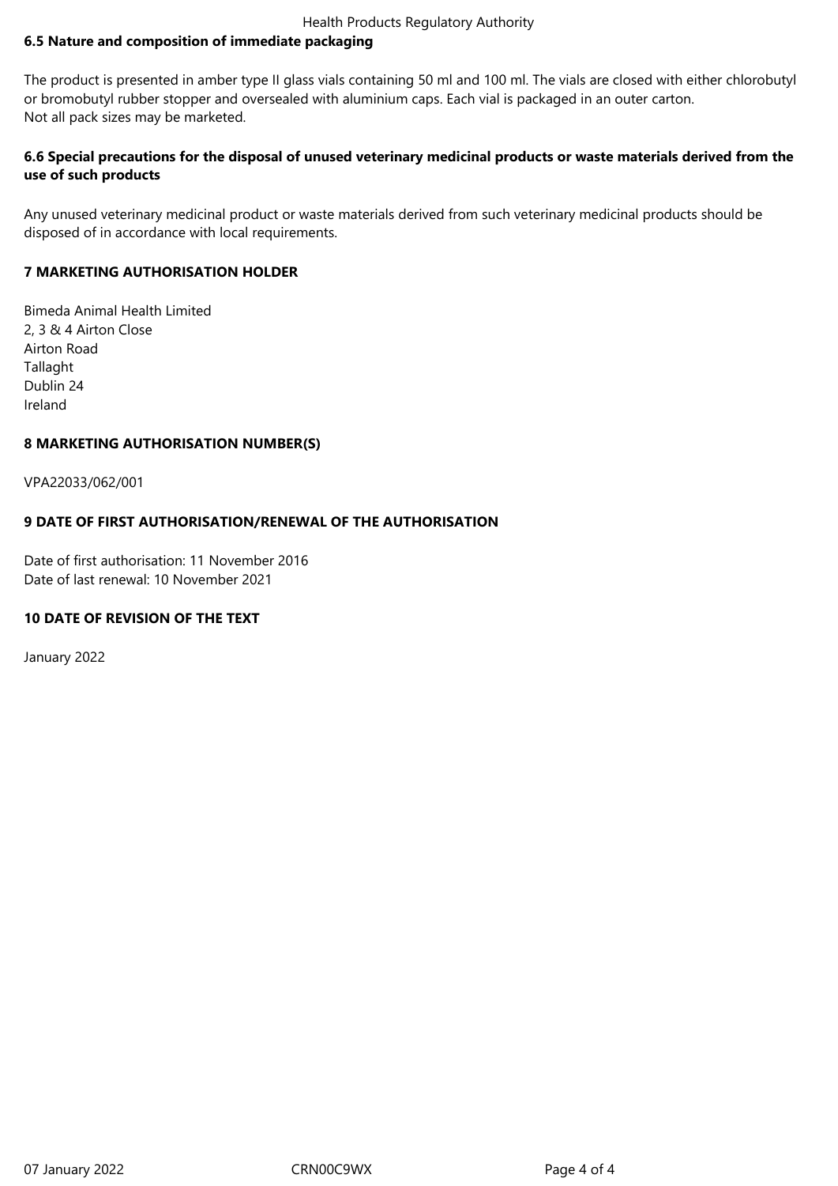### 6.5 Nature and composition of immediate packaging

The product is presented in amber type II glass vials containing 50 ml and 100 ml. The vials are closed with either chlorobutyl or bromobutyl rubber stopper and oversealed with aluminium caps. Each vial is packaged in an outer carton.
Not all pack sizes may be marketed.

### 6.6 Special precautions for the disposal of unused veterinary medicinal products or waste materials derived from the use of such products

Any unused veterinary medicinal product or waste materials derived from such veterinary medicinal products should be disposed of in accordance with local requirements.

## 7 MARKETING AUTHORISATION HOLDER

Bimeda Animal Health Limited
2, 3 & 4 Airton Close
Airton Road
Tallaght
Dublin 24
Ireland

## 8 MARKETING AUTHORISATION NUMBER(S)

VPA22033/062/001

## 9 DATE OF FIRST AUTHORISATION/RENEWAL OF THE AUTHORISATION

Date of first authorisation: 11 November 2016
Date of last renewal: 10 November 2021

## 10 DATE OF REVISION OF THE TEXT

January 2022